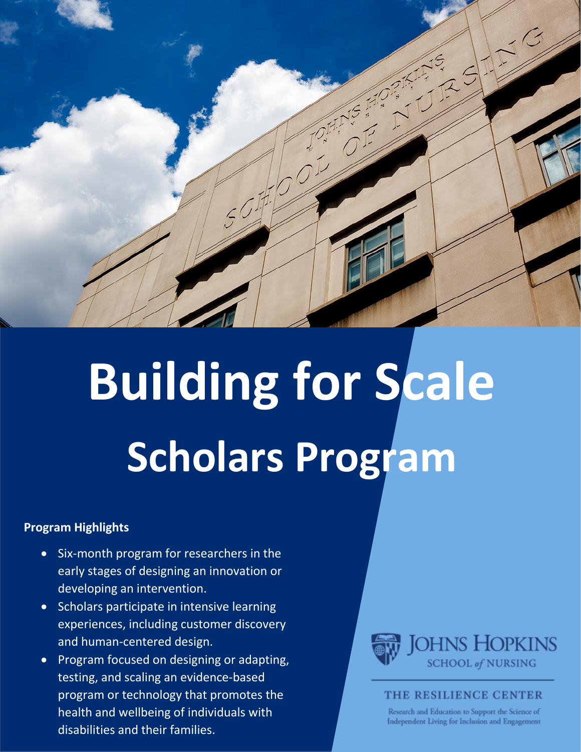# Building for Scale Scholars Program

**Program Highlights**

- Six-month program for researchers in the early stages of designing an innovation or developing an intervention.
- Scholars participate in intensive learning experiences, including customer discovery and human-centered design.
- Program focused on designing or adapting, testing, and scaling an evidence-based program or technology that promotes the health and wellbeing of individuals with disabilities and their families.

JOHNS HOPKINS SCHOOL *of* NURSING

THE RESILIENCE CENTER

Research and Education to Support the Science of Independent Living for Inclusion and Engagement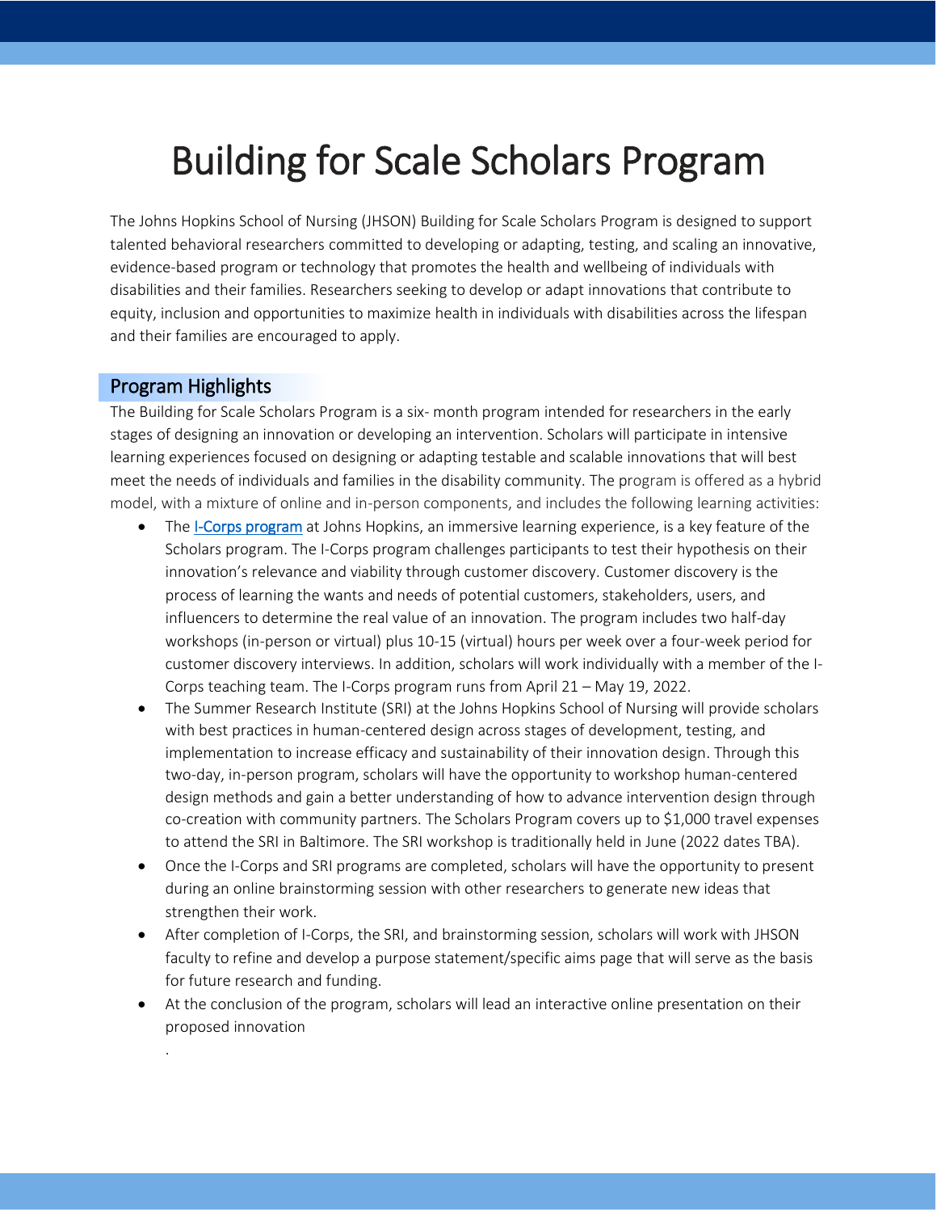# Building for Scale Scholars Program

The Johns Hopkins School of Nursing (JHSON) Building for Scale Scholars Program is designed to support talented behavioral researchers committed to developing or adapting, testing, and scaling an innovative, evidence-based program or technology that promotes the health and wellbeing of individuals with disabilities and their families. Researchers seeking to develop or adapt innovations that contribute to equity, inclusion and opportunities to maximize health in individuals with disabilities across the lifespan and their families are encouraged to apply.

## Program Highlights

The Building for Scale Scholars Program is a six- month program intended for researchers in the early stages of designing an innovation or developing an intervention. Scholars will participate in intensive learning experiences focused on designing or adapting testable and scalable innovations that will best meet the needs of individuals and families in the disability community. The program is offered as a hybrid model, with a mixture of online and in-person components, and includes the following learning activities:

- The I-Corps program at Johns Hopkins, an immersive learning experience, is a key feature of the Scholars program. The I-Corps program challenges participants to test their hypothesis on their innovation's relevance and viability through customer discovery. Customer discovery is the process of learning the wants and needs of potential customers, stakeholders, users, and influencers to determine the real value of an innovation. The program includes two half-day workshops (in-person or virtual) plus 10-15 (virtual) hours per week over a four-week period for customer discovery interviews. In addition, scholars will work individually with a member of the I-Corps teaching team. The I-Corps program runs from April 21 – May 19, 2022.
- The Summer Research Institute (SRI) at the Johns Hopkins School of Nursing will provide scholars with best practices in human-centered design across stages of development, testing, and implementation to increase efficacy and sustainability of their innovation design. Through this two-day, in-person program, scholars will have the opportunity to workshop human-centered design methods and gain a better understanding of how to advance intervention design through co-creation with community partners. The Scholars Program covers up to $1,000 travel expenses to attend the SRI in Baltimore. The SRI workshop is traditionally held in June (2022 dates TBA).
- Once the I-Corps and SRI programs are completed, scholars will have the opportunity to present during an online brainstorming session with other researchers to generate new ideas that strengthen their work.
- After completion of I-Corps, the SRI, and brainstorming session, scholars will work with JHSON faculty to refine and develop a purpose statement/specific aims page that will serve as the basis for future research and funding.
- At the conclusion of the program, scholars will lead an interactive online presentation on their proposed innovation

.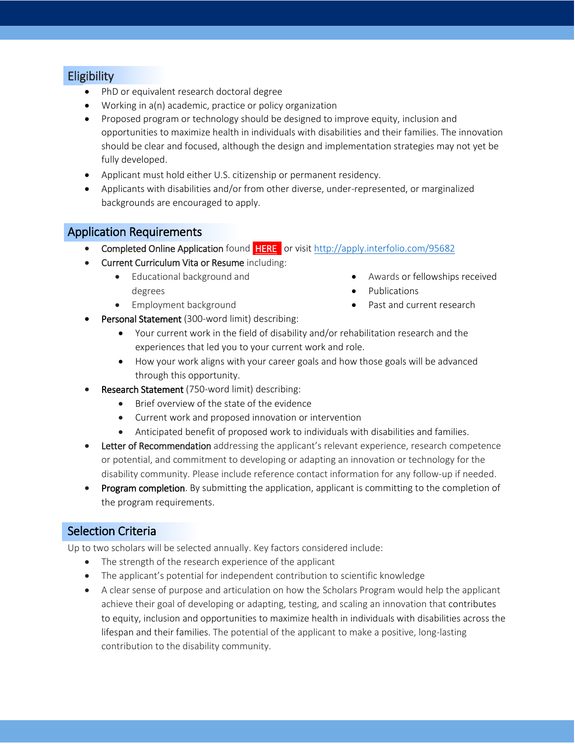## Eligibility

- PhD or equivalent research doctoral degree
- Working in a(n) academic, practice or policy organization
- Proposed program or technology should be designed to improve equity, inclusion and opportunities to maximize health in individuals with disabilities and their families. The innovation should be clear and focused, although the design and implementation strategies may not yet be fully developed.
- Applicant must hold either U.S. citizenship or permanent residency.
- Applicants with disabilities and/or from other diverse, under-represented, or marginalized backgrounds are encouraged to apply.

## Application Requirements

- Completed Online Application found HERE or visit http://apply.interfolio.com/95682
- Current Curriculum Vita or Resume including:
  - Educational background and degrees
  - Employment background
  - Awards or fellowships received
  - Publications
  - Past and current research
- Personal Statement (300-word limit) describing:
  - Your current work in the field of disability and/or rehabilitation research and the experiences that led you to your current work and role.
  - How your work aligns with your career goals and how those goals will be advanced through this opportunity.
- Research Statement (750-word limit) describing:
  - Brief overview of the state of the evidence
  - Current work and proposed innovation or intervention
  - Anticipated benefit of proposed work to individuals with disabilities and families.
- Letter of Recommendation addressing the applicant's relevant experience, research competence or potential, and commitment to developing or adapting an innovation or technology for the disability community. Please include reference contact information for any follow-up if needed.
- Program completion. By submitting the application, applicant is committing to the completion of the program requirements.

## Selection Criteria

Up to two scholars will be selected annually. Key factors considered include:

- The strength of the research experience of the applicant
- The applicant's potential for independent contribution to scientific knowledge
- A clear sense of purpose and articulation on how the Scholars Program would help the applicant achieve their goal of developing or adapting, testing, and scaling an innovation that contributes to equity, inclusion and opportunities to maximize health in individuals with disabilities across the lifespan and their families. The potential of the applicant to make a positive, long-lasting contribution to the disability community.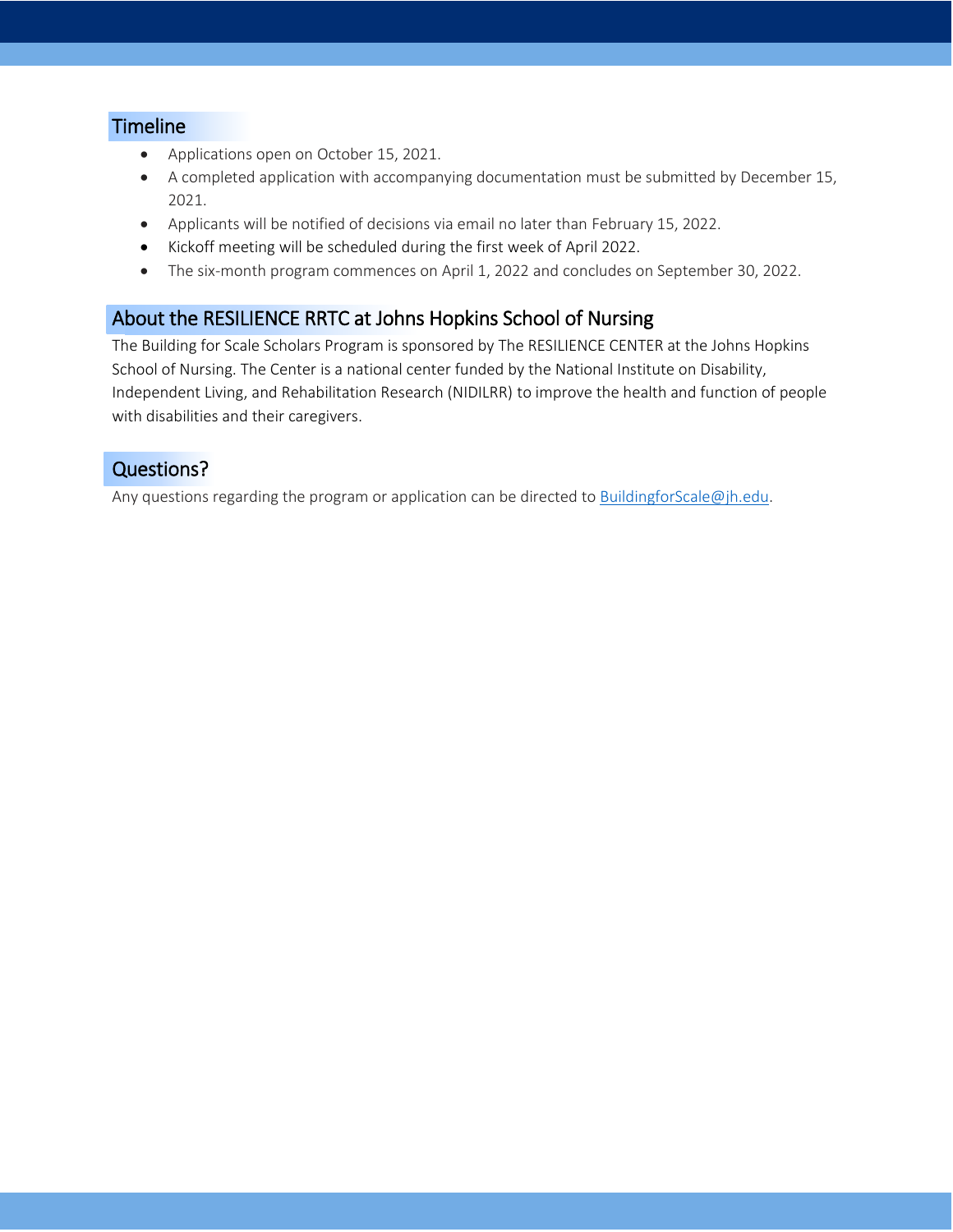## Timeline

- Applications open on October 15, 2021.
- A completed application with accompanying documentation must be submitted by December 15, 2021.
- Applicants will be notified of decisions via email no later than February 15, 2022.
- Kickoff meeting will be scheduled during the first week of April 2022.
- The six-month program commences on April 1, 2022 and concludes on September 30, 2022.

## About the RESILIENCE RRTC at Johns Hopkins School of Nursing

The Building for Scale Scholars Program is sponsored by The RESILIENCE CENTER at the Johns Hopkins School of Nursing. The Center is a national center funded by the National Institute on Disability, Independent Living, and Rehabilitation Research (NIDILRR) to improve the health and function of people with disabilities and their caregivers.

## Questions?

Any questions regarding the program or application can be directed to BuildingforScale@jh.edu.